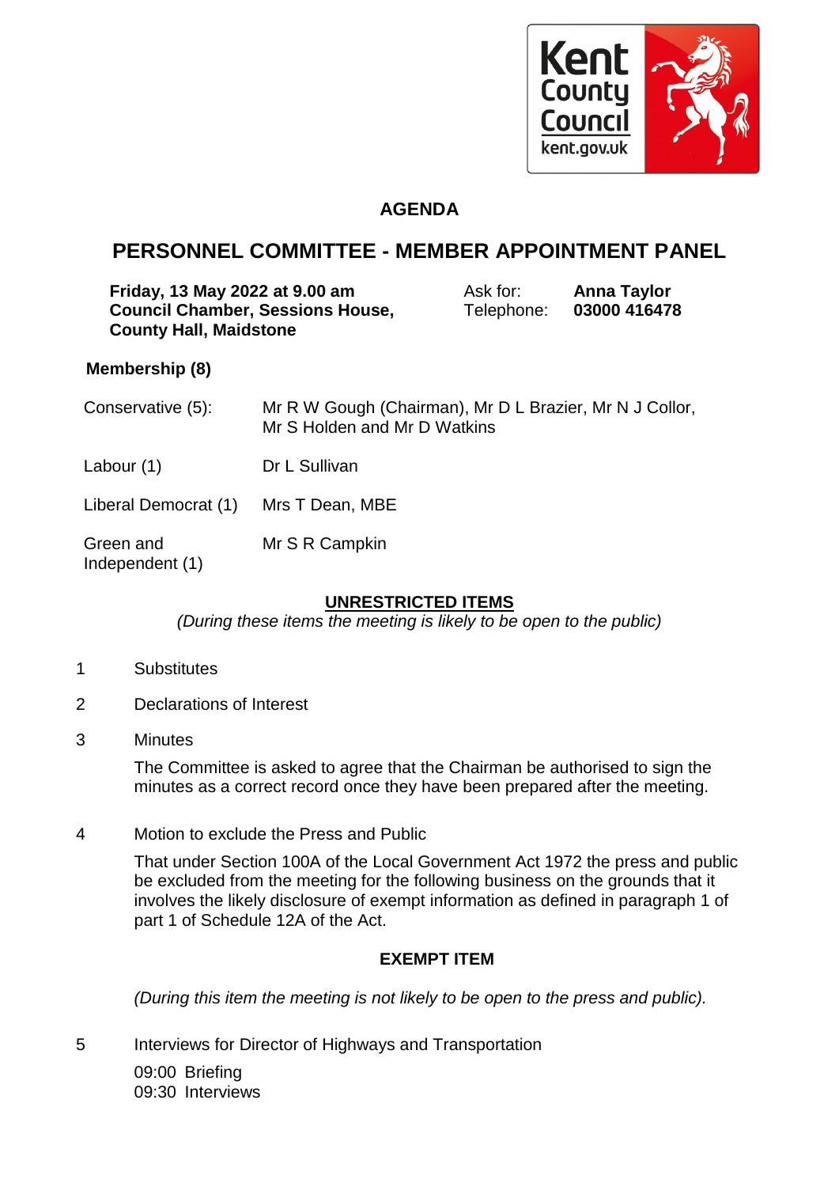Kent County Council
kent.gov.uk

# AGENDA

## PERSONNEL COMMITTEE - MEMBER APPOINTMENT PANEL

**Friday, 13 May 2022 at 9.00 am**
**Council Chamber, Sessions House, County Hall, Maidstone**

Ask for: **Anna Taylor**
Telephone: **03000 416478**

**Membership (8)**

| | |
|---|---|
| Conservative (5): | Mr R W Gough (Chairman), Mr D L Brazier, Mr N J Collor, Mr S Holden and Mr D Watkins |
| Labour (1) | Dr L Sullivan |
| Liberal Democrat (1) | Mrs T Dean, MBE |
| Green and Independent (1) | Mr S R Campkin |

**UNRESTRICTED ITEMS**

*(During these items the meeting is likely to be open to the public)*

1 Substitutes

2 Declarations of Interest

3 Minutes

The Committee is asked to agree that the Chairman be authorised to sign the minutes as a correct record once they have been prepared after the meeting.

4 Motion to exclude the Press and Public

That under Section 100A of the Local Government Act 1972 the press and public be excluded from the meeting for the following business on the grounds that it involves the likely disclosure of exempt information as defined in paragraph 1 of part 1 of Schedule 12A of the Act.

**EXEMPT ITEM**

*(During this item the meeting is not likely to be open to the press and public).*

5 Interviews for Director of Highways and Transportation

09:00 Briefing
09:30 Interviews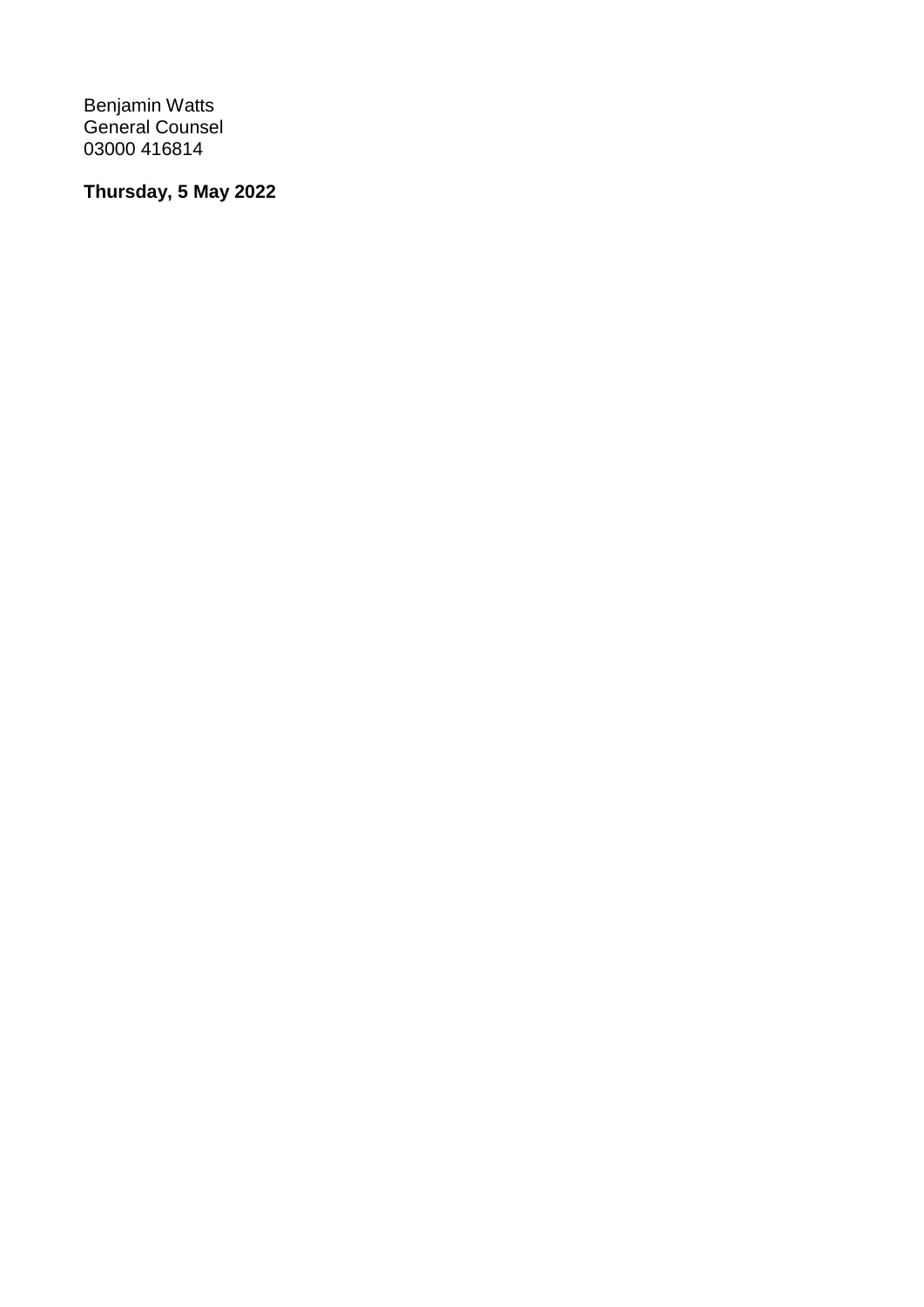Benjamin Watts
General Counsel
03000 416814

**Thursday, 5 May 2022**